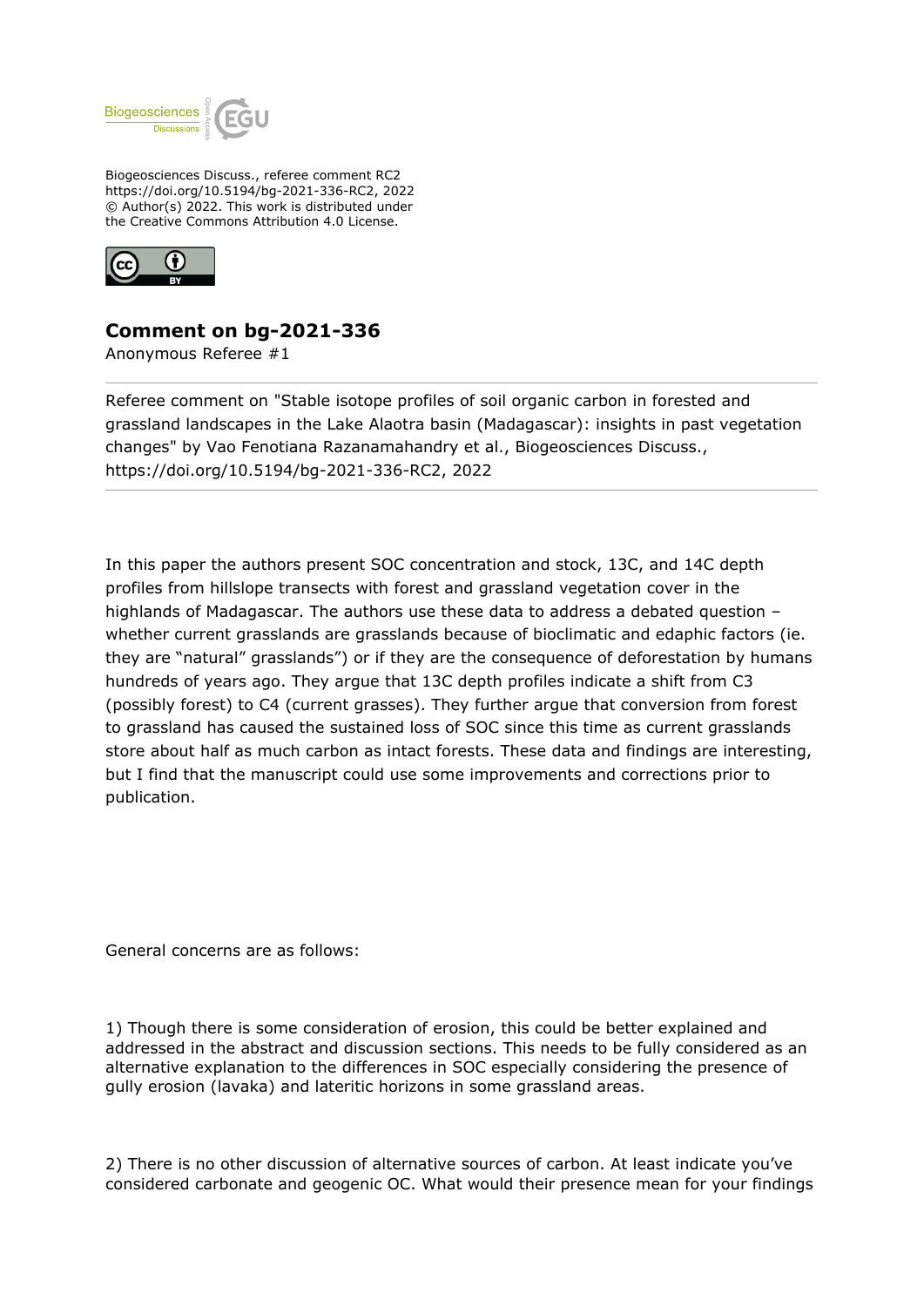Biogeosciences Discuss., referee comment RC2
https://doi.org/10.5194/bg-2021-336-RC2, 2022
© Author(s) 2022. This work is distributed under
the Creative Commons Attribution 4.0 License.

## Comment on bg-2021-336

Anonymous Referee #1

Referee comment on "Stable isotope profiles of soil organic carbon in forested and grassland landscapes in the Lake Alaotra basin (Madagascar): insights in past vegetation changes" by Vao Fenotiana Razanamahandry et al., Biogeosciences Discuss., https://doi.org/10.5194/bg-2021-336-RC2, 2022

In this paper the authors present SOC concentration and stock, 13C, and 14C depth profiles from hillslope transects with forest and grassland vegetation cover in the highlands of Madagascar. The authors use these data to address a debated question – whether current grasslands are grasslands because of bioclimatic and edaphic factors (ie. they are "natural" grasslands") or if they are the consequence of deforestation by humans hundreds of years ago. They argue that 13C depth profiles indicate a shift from C3 (possibly forest) to C4 (current grasses). They further argue that conversion from forest to grassland has caused the sustained loss of SOC since this time as current grasslands store about half as much carbon as intact forests. These data and findings are interesting, but I find that the manuscript could use some improvements and corrections prior to publication.

General concerns are as follows:

1) Though there is some consideration of erosion, this could be better explained and addressed in the abstract and discussion sections. This needs to be fully considered as an alternative explanation to the differences in SOC especially considering the presence of gully erosion (lavaka) and lateritic horizons in some grassland areas.

2) There is no other discussion of alternative sources of carbon. At least indicate you've considered carbonate and geogenic OC. What would their presence mean for your findings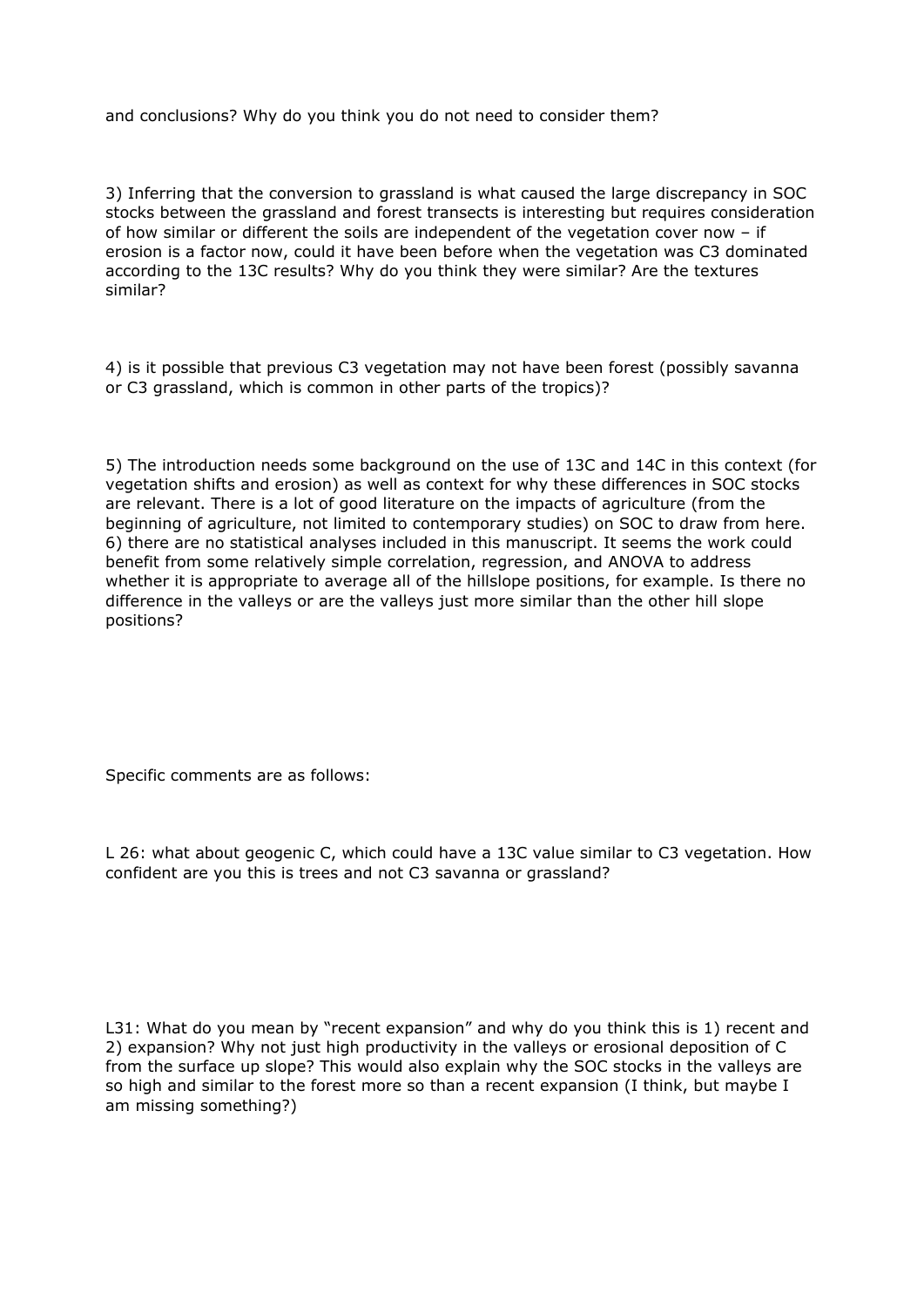and conclusions? Why do you think you do not need to consider them?

3) Inferring that the conversion to grassland is what caused the large discrepancy in SOC stocks between the grassland and forest transects is interesting but requires consideration of how similar or different the soils are independent of the vegetation cover now – if erosion is a factor now, could it have been before when the vegetation was C3 dominated according to the 13C results? Why do you think they were similar? Are the textures similar?

4) is it possible that previous C3 vegetation may not have been forest (possibly savanna or C3 grassland, which is common in other parts of the tropics)?

5) The introduction needs some background on the use of 13C and 14C in this context (for vegetation shifts and erosion) as well as context for why these differences in SOC stocks are relevant. There is a lot of good literature on the impacts of agriculture (from the beginning of agriculture, not limited to contemporary studies) on SOC to draw from here.
6) there are no statistical analyses included in this manuscript. It seems the work could benefit from some relatively simple correlation, regression, and ANOVA to address whether it is appropriate to average all of the hillslope positions, for example. Is there no difference in the valleys or are the valleys just more similar than the other hill slope positions?

Specific comments are as follows:

L 26: what about geogenic C, which could have a 13C value similar to C3 vegetation. How confident are you this is trees and not C3 savanna or grassland?

L31: What do you mean by "recent expansion" and why do you think this is 1) recent and 2) expansion? Why not just high productivity in the valleys or erosional deposition of C from the surface up slope? This would also explain why the SOC stocks in the valleys are so high and similar to the forest more so than a recent expansion (I think, but maybe I am missing something?)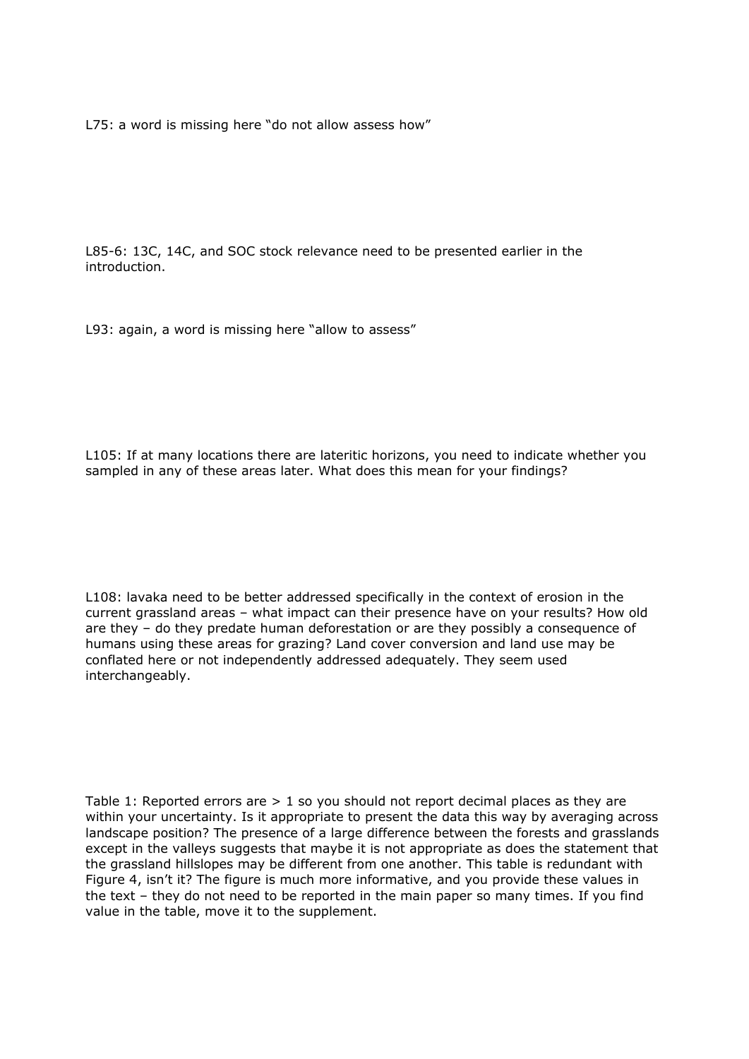L75: a word is missing here "do not allow assess how"

L85-6: 13C, 14C, and SOC stock relevance need to be presented earlier in the introduction.

L93: again, a word is missing here "allow to assess"

L105: If at many locations there are lateritic horizons, you need to indicate whether you sampled in any of these areas later. What does this mean for your findings?

L108: lavaka need to be better addressed specifically in the context of erosion in the current grassland areas – what impact can their presence have on your results? How old are they – do they predate human deforestation or are they possibly a consequence of humans using these areas for grazing? Land cover conversion and land use may be conflated here or not independently addressed adequately. They seem used interchangeably.

Table 1: Reported errors are > 1 so you should not report decimal places as they are within your uncertainty. Is it appropriate to present the data this way by averaging across landscape position? The presence of a large difference between the forests and grasslands except in the valleys suggests that maybe it is not appropriate as does the statement that the grassland hillslopes may be different from one another. This table is redundant with Figure 4, isn't it? The figure is much more informative, and you provide these values in the text – they do not need to be reported in the main paper so many times. If you find value in the table, move it to the supplement.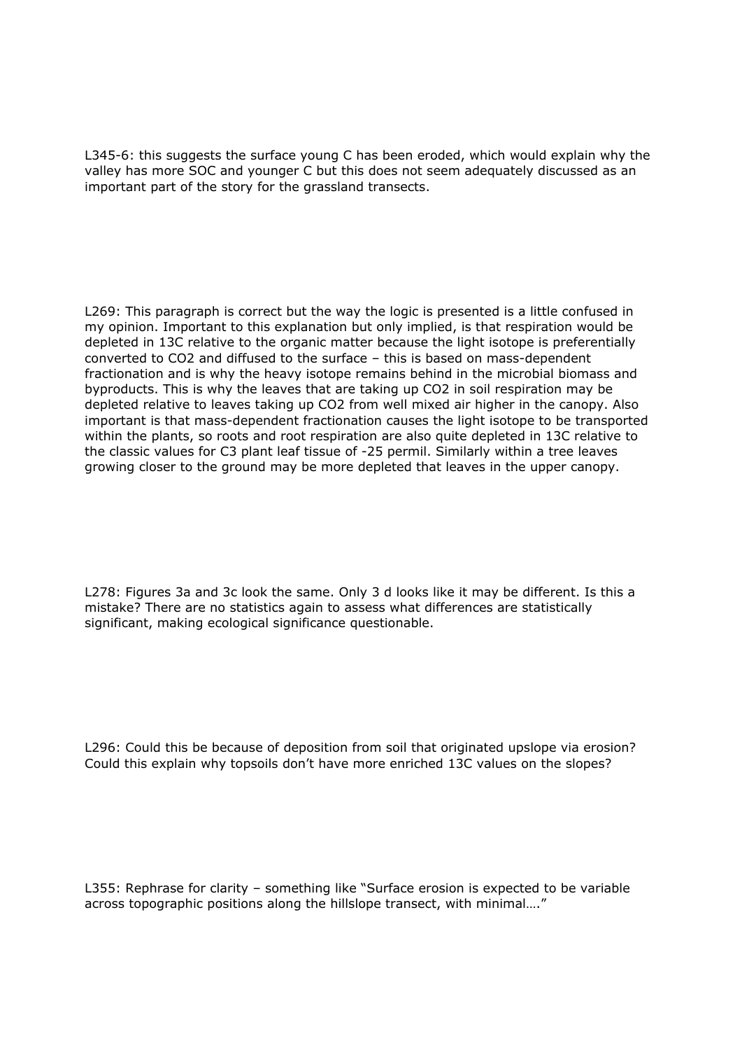L345-6: this suggests the surface young C has been eroded, which would explain why the valley has more SOC and younger C but this does not seem adequately discussed as an important part of the story for the grassland transects.

L269: This paragraph is correct but the way the logic is presented is a little confused in my opinion. Important to this explanation but only implied, is that respiration would be depleted in 13C relative to the organic matter because the light isotope is preferentially converted to $CO_2$ and diffused to the surface – this is based on mass-dependent fractionation and is why the heavy isotope remains behind in the microbial biomass and byproducts. This is why the leaves that are taking up $CO_2$ in soil respiration may be depleted relative to leaves taking up $CO_2$ from well mixed air higher in the canopy. Also important is that mass-dependent fractionation causes the light isotope to be transported within the plants, so roots and root respiration are also quite depleted in 13C relative to the classic values for C3 plant leaf tissue of -25 permil. Similarly within a tree leaves growing closer to the ground may be more depleted that leaves in the upper canopy.

L278: Figures 3a and 3c look the same. Only 3 d looks like it may be different. Is this a mistake? There are no statistics again to assess what differences are statistically significant, making ecological significance questionable.

L296: Could this be because of deposition from soil that originated upslope via erosion? Could this explain why topsoils don't have more enriched 13C values on the slopes?

L355: Rephrase for clarity – something like "Surface erosion is expected to be variable across topographic positions along the hillslope transect, with minimal…."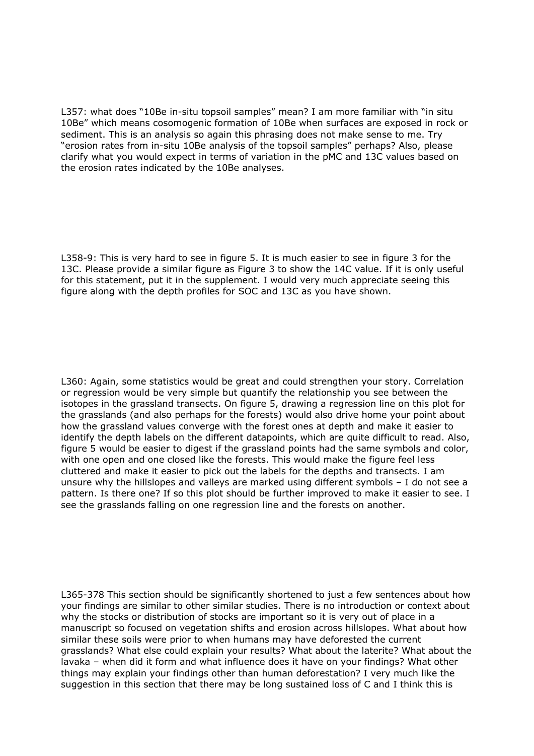L357: what does "10Be in-situ topsoil samples" mean? I am more familiar with "in situ 10Be" which means cosomogenic formation of 10Be when surfaces are exposed in rock or sediment. This is an analysis so again this phrasing does not make sense to me. Try "erosion rates from in-situ 10Be analysis of the topsoil samples" perhaps? Also, please clarify what you would expect in terms of variation in the pMC and 13C values based on the erosion rates indicated by the 10Be analyses.

L358-9: This is very hard to see in figure 5. It is much easier to see in figure 3 for the 13C. Please provide a similar figure as Figure 3 to show the 14C value. If it is only useful for this statement, put it in the supplement. I would very much appreciate seeing this figure along with the depth profiles for SOC and 13C as you have shown.

L360: Again, some statistics would be great and could strengthen your story. Correlation or regression would be very simple but quantify the relationship you see between the isotopes in the grassland transects. On figure 5, drawing a regression line on this plot for the grasslands (and also perhaps for the forests) would also drive home your point about how the grassland values converge with the forest ones at depth and make it easier to identify the depth labels on the different datapoints, which are quite difficult to read. Also, figure 5 would be easier to digest if the grassland points had the same symbols and color, with one open and one closed like the forests. This would make the figure feel less cluttered and make it easier to pick out the labels for the depths and transects. I am unsure why the hillslopes and valleys are marked using different symbols – I do not see a pattern. Is there one? If so this plot should be further improved to make it easier to see. I see the grasslands falling on one regression line and the forests on another.

L365-378 This section should be significantly shortened to just a few sentences about how your findings are similar to other similar studies. There is no introduction or context about why the stocks or distribution of stocks are important so it is very out of place in a manuscript so focused on vegetation shifts and erosion across hillslopes. What about how similar these soils were prior to when humans may have deforested the current grasslands? What else could explain your results? What about the laterite? What about the lavaka – when did it form and what influence does it have on your findings? What other things may explain your findings other than human deforestation? I very much like the suggestion in this section that there may be long sustained loss of C and I think this is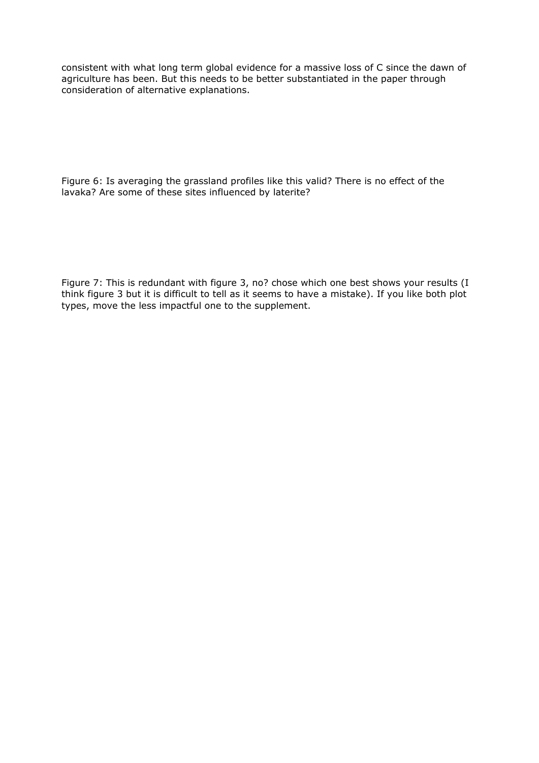consistent with what long term global evidence for a massive loss of C since the dawn of agriculture has been. But this needs to be better substantiated in the paper through consideration of alternative explanations.

Figure 6: Is averaging the grassland profiles like this valid? There is no effect of the lavaka? Are some of these sites influenced by laterite?

Figure 7: This is redundant with figure 3, no? chose which one best shows your results (I think figure 3 but it is difficult to tell as it seems to have a mistake). If you like both plot types, move the less impactful one to the supplement.